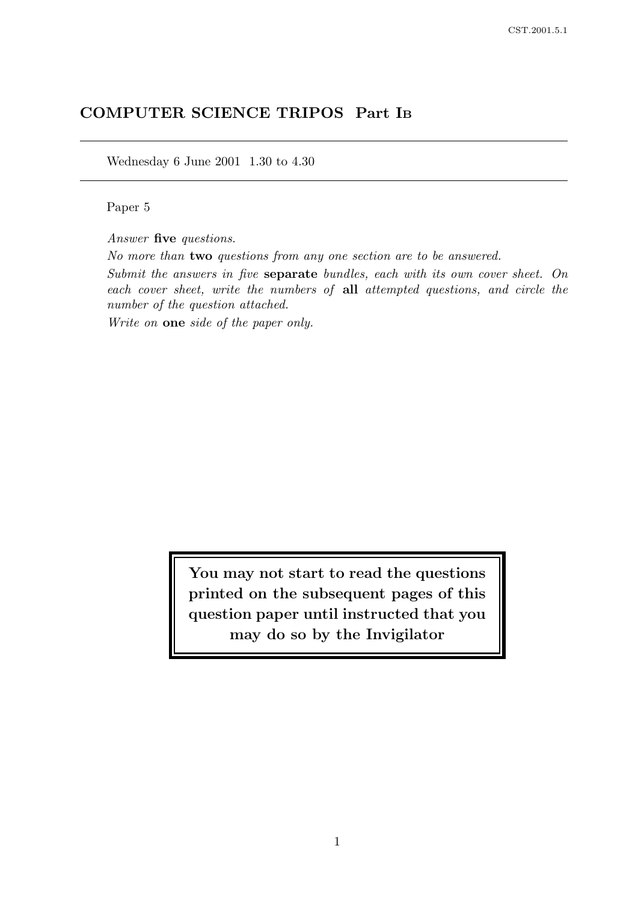## COMPUTER SCIENCE TRIPOS Part IB

Wednesday 6 June 2001 1.30 to 4.30

Paper 5

*Answer* **five** *questions.*

*No more than* **two** *questions from any one section are to be answered.*

*Submit the answers in five* **separate** *bundles, each with its own cover sheet. On each cover sheet, write the numbers of* **all** *attempted questions, and circle the number of the question attached.*

*Write on* **one** *side of the paper only.*

**You may not start to read the questions printed on the subsequent pages of this question paper until instructed that you may do so by the Invigilator**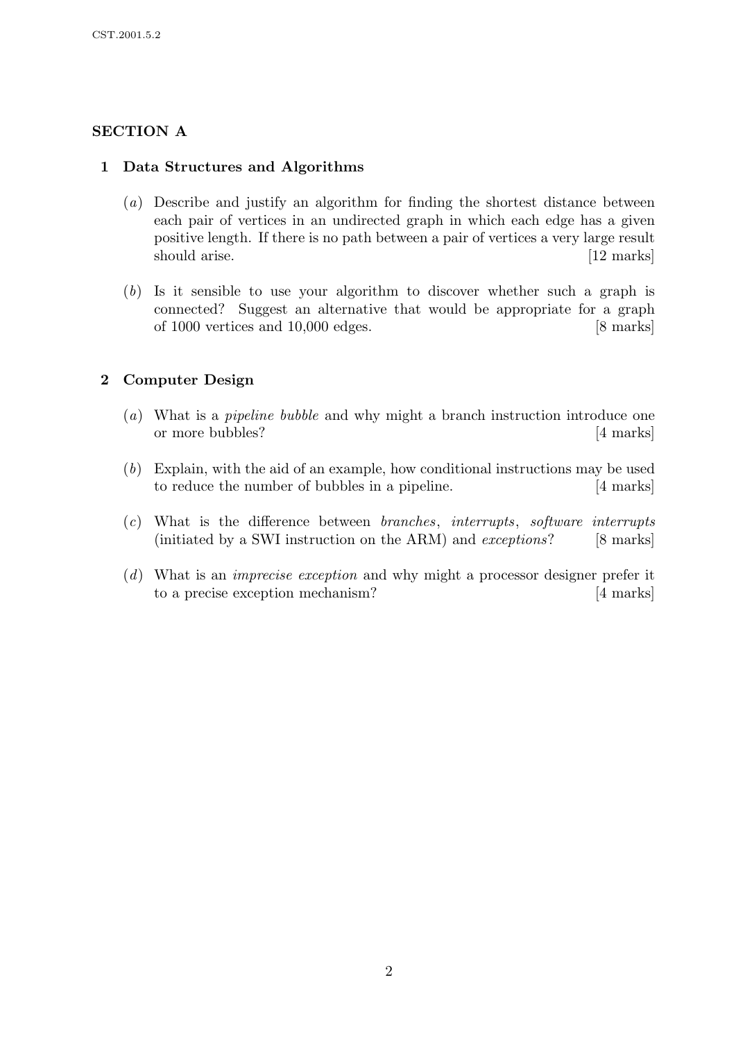## SECTION A

### 1 Data Structures and Algorithms

(*a*) Describe and justify an algorithm for finding the shortest distance between each pair of vertices in an undirected graph in which each edge has a given positive length. If there is no path between a pair of vertices a very large result should arise. [12 marks]

(*b*) Is it sensible to use your algorithm to discover whether such a graph is connected? Suggest an alternative that would be appropriate for a graph of 1000 vertices and 10,000 edges. [8 marks]

### 2 Computer Design

(*a*) What is a *pipeline bubble* and why might a branch instruction introduce one or more bubbles? [4 marks]

(*b*) Explain, with the aid of an example, how conditional instructions may be used to reduce the number of bubbles in a pipeline. [4 marks]

(*c*) What is the difference between *branches*, *interrupts*, *software interrupts* (initiated by a SWI instruction on the ARM) and *exceptions*? [8 marks]

(*d*) What is an *imprecise exception* and why might a processor designer prefer it to a precise exception mechanism? [4 marks]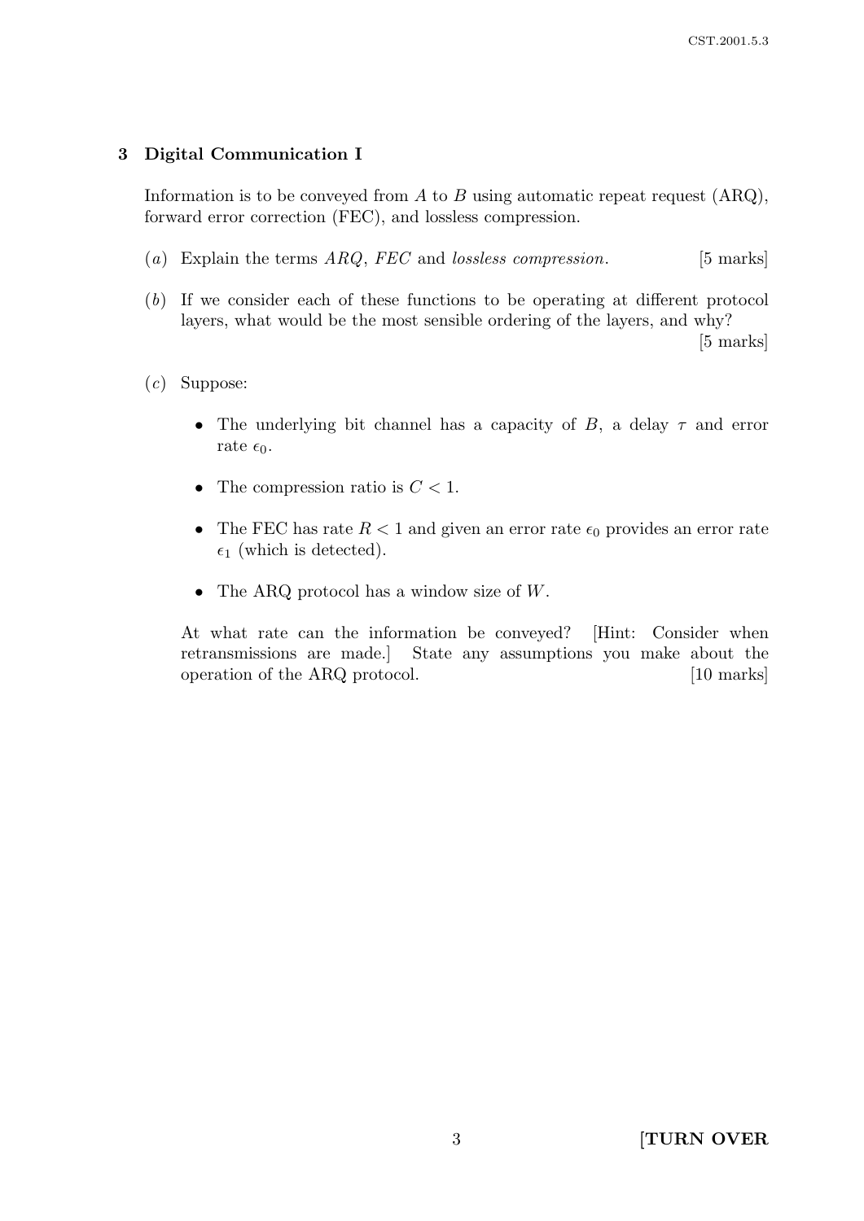## 3 Digital Communication I

Information is to be conveyed from $A$ to $B$ using automatic repeat request (ARQ), forward error correction (FEC), and lossless compression.

(*a*) Explain the terms *ARQ*, *FEC* and *lossless compression*. [5 marks]

(*b*) If we consider each of these functions to be operating at different protocol layers, what would be the most sensible ordering of the layers, and why? [5 marks]

(*c*) Suppose:

- The underlying bit channel has a capacity of $B$, a delay $\tau$ and error rate $\epsilon_0$.
- The compression ratio is $C < 1$.
- The FEC has rate $R < 1$ and given an error rate $\epsilon_0$ provides an error rate $\epsilon_1$ (which is detected).
- The ARQ protocol has a window size of $W$.

At what rate can the information be conveyed? [Hint: Consider when retransmissions are made.] State any assumptions you make about the operation of the ARQ protocol. [10 marks]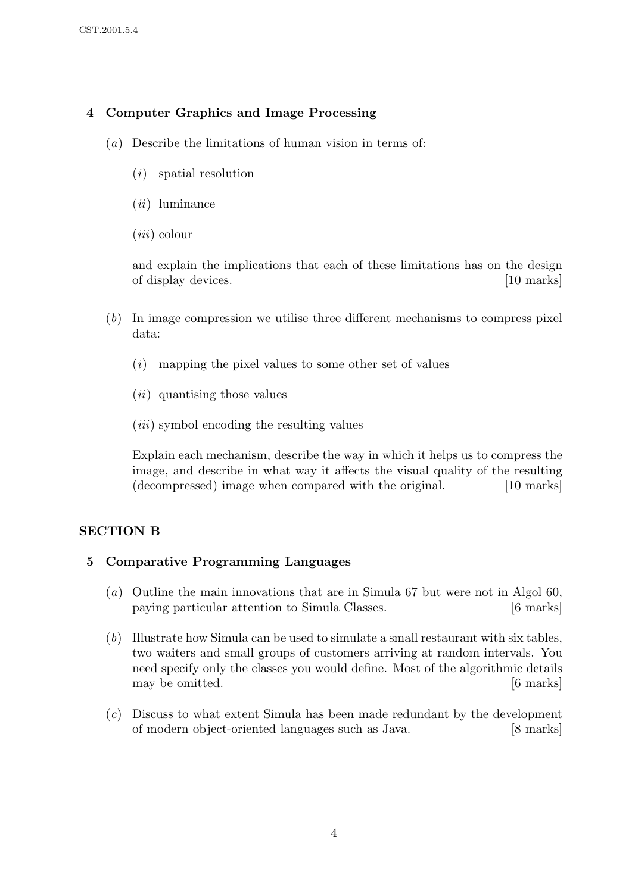## 4 Computer Graphics and Image Processing

(*a*) Describe the limitations of human vision in terms of:

(*i*) spatial resolution

(*ii*) luminance

(*iii*) colour

and explain the implications that each of these limitations has on the design of display devices. [10 marks]

(*b*) In image compression we utilise three different mechanisms to compress pixel data:

(*i*) mapping the pixel values to some other set of values

(*ii*) quantising those values

(*iii*) symbol encoding the resulting values

Explain each mechanism, describe the way in which it helps us to compress the image, and describe in what way it affects the visual quality of the resulting (decompressed) image when compared with the original. [10 marks]

# SECTION B

## 5 Comparative Programming Languages

(*a*) Outline the main innovations that are in Simula 67 but were not in Algol 60, paying particular attention to Simula Classes. [6 marks]

(*b*) Illustrate how Simula can be used to simulate a small restaurant with six tables, two waiters and small groups of customers arriving at random intervals. You need specify only the classes you would define. Most of the algorithmic details may be omitted. [6 marks]

(*c*) Discuss to what extent Simula has been made redundant by the development of modern object-oriented languages such as Java. [8 marks]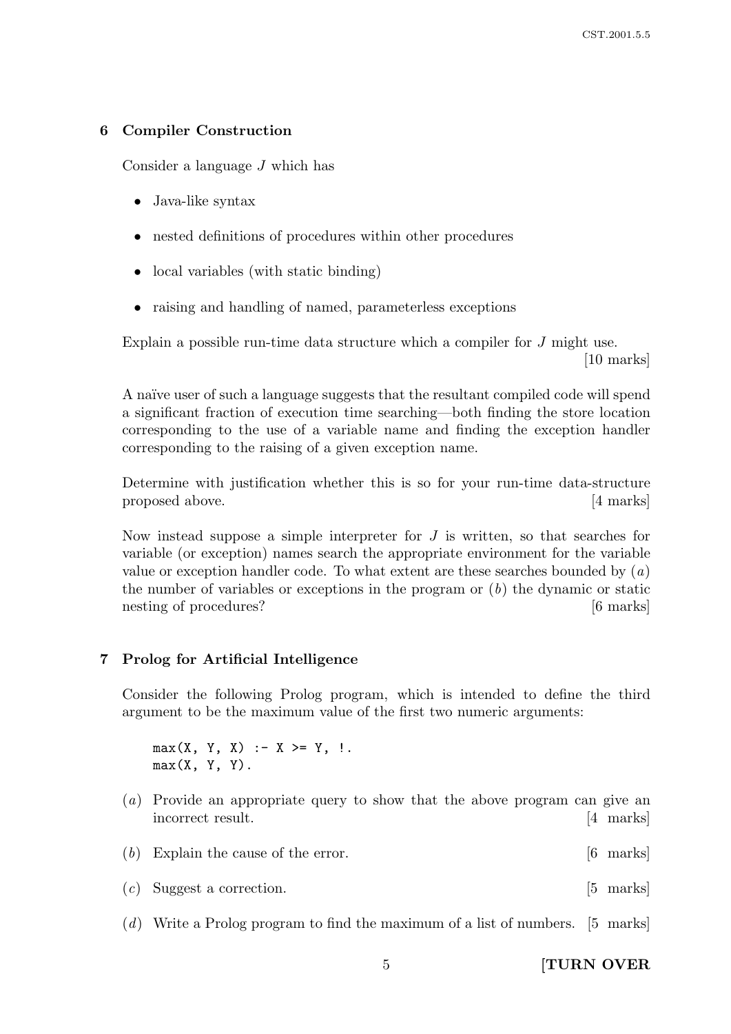## 6 Compiler Construction

Consider a language $J$ which has

- Java-like syntax
- nested definitions of procedures within other procedures
- local variables (with static binding)
- raising and handling of named, parameterless exceptions

Explain a possible run-time data structure which a compiler for $J$ might use. [10 marks]

A naïve user of such a language suggests that the resultant compiled code will spend a significant fraction of execution time searching—both finding the store location corresponding to the use of a variable name and finding the exception handler corresponding to the raising of a given exception name.

Determine with justification whether this is so for your run-time data-structure proposed above. [4 marks]

Now instead suppose a simple interpreter for $J$ is written, so that searches for variable (or exception) names search the appropriate environment for the variable value or exception handler code. To what extent are these searches bounded by ($a$) the number of variables or exceptions in the program or ($b$) the dynamic or static nesting of procedures? [6 marks]

## 7 Prolog for Artificial Intelligence

Consider the following Prolog program, which is intended to define the third argument to be the maximum value of the first two numeric arguments:

```
max(X, Y, X) :- X >= Y, !.
max(X, Y, Y).
```

($a$) Provide an appropriate query to show that the above program can give an incorrect result. [4 marks]

($b$) Explain the cause of the error. [6 marks]

($c$) Suggest a correction. [5 marks]

($d$) Write a Prolog program to find the maximum of a list of numbers. [5 marks]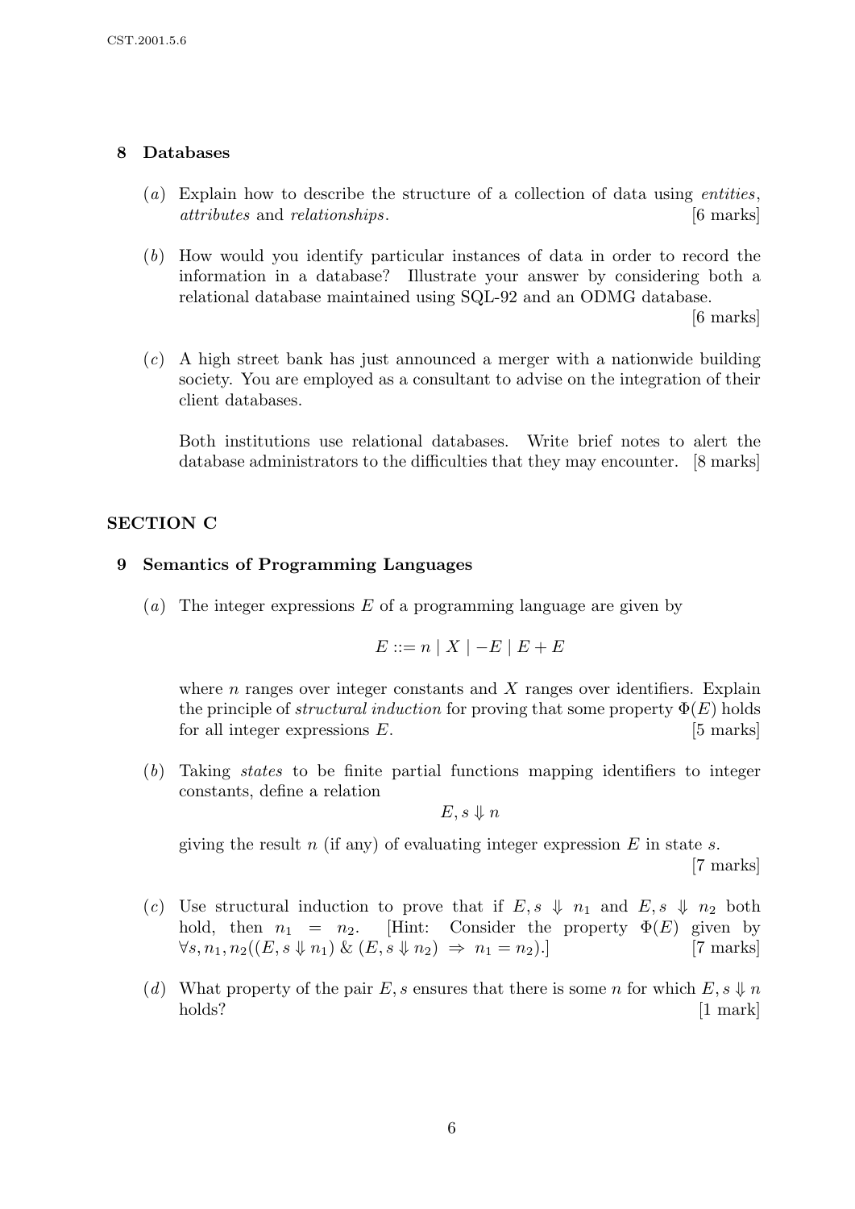## 8 Databases

(*a*) Explain how to describe the structure of a collection of data using *entities*, *attributes* and *relationships*. [6 marks]

(*b*) How would you identify particular instances of data in order to record the information in a database? Illustrate your answer by considering both a relational database maintained using SQL-92 and an ODMG database. [6 marks]

(*c*) A high street bank has just announced a merger with a nationwide building society. You are employed as a consultant to advise on the integration of their client databases.

Both institutions use relational databases. Write brief notes to alert the database administrators to the difficulties that they may encounter. [8 marks]

# SECTION C

## 9 Semantics of Programming Languages

(*a*) The integer expressions $E$ of a programming language are given by

$$E ::= n \mid X \mid -E \mid E + E$$

where $n$ ranges over integer constants and $X$ ranges over identifiers. Explain the principle of *structural induction* for proving that some property $\Phi(E)$ holds for all integer expressions $E$. [5 marks]

(*b*) Taking *states* to be finite partial functions mapping identifiers to integer constants, define a relation

$$E, s \Downarrow n$$

giving the result $n$ (if any) of evaluating integer expression $E$ in state $s$. [7 marks]

(*c*) Use structural induction to prove that if $E, s \Downarrow n_1$ and $E, s \Downarrow n_2$ both hold, then $n_1 = n_2$. [Hint: Consider the property $\Phi(E)$ given by $\forall s, n_1, n_2 ((E, s \Downarrow n_1) \;\&\; (E, s \Downarrow n_2) \Rightarrow n_1 = n_2)$.] [7 marks]

(*d*) What property of the pair $E, s$ ensures that there is some $n$ for which $E, s \Downarrow n$ holds? [1 mark]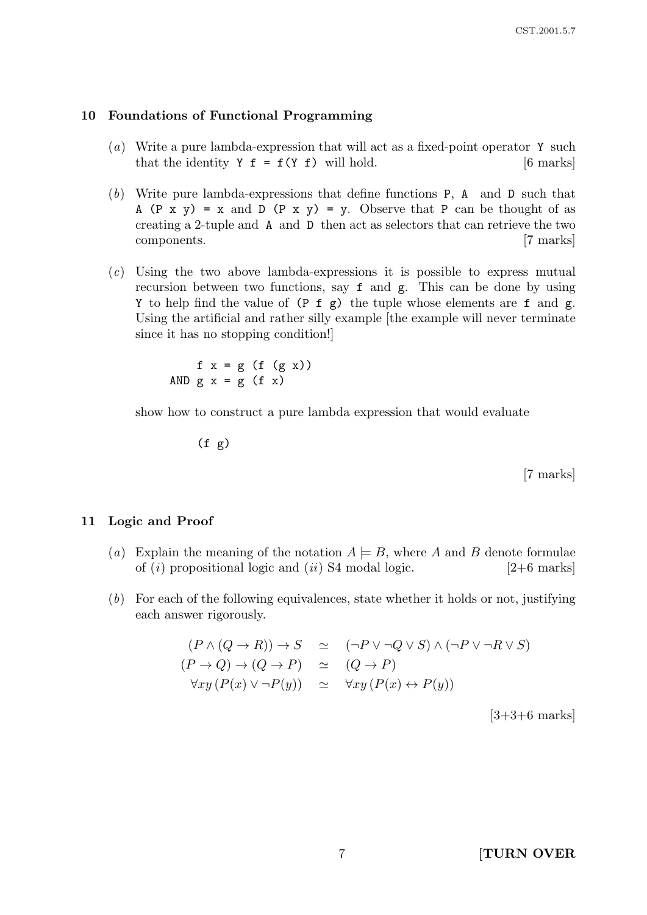## 10 Foundations of Functional Programming

(*a*) Write a pure lambda-expression that will act as a fixed-point operator `Y` such that the identity `Y f = f(Y f)` will hold. [6 marks]

(*b*) Write pure lambda-expressions that define functions `P`, `A` and `D` such that `A (P x y) = x` and `D (P x y) = y`. Observe that `P` can be thought of as creating a 2-tuple and `A` and `D` then act as selectors that can retrieve the two components. [7 marks]

(*c*) Using the two above lambda-expressions it is possible to express mutual recursion between two functions, say `f` and `g`. This can be done by using `Y` to help find the value of `(P f g)` the tuple whose elements are `f` and `g`. Using the artificial and rather silly example [the example will never terminate since it has no stopping condition!]

```
    f x = g (f (g x))
AND g x = g (f x)
```

show how to construct a pure lambda expression that would evaluate

```
(f g)
```

[7 marks]

## 11 Logic and Proof

(*a*) Explain the meaning of the notation $A \models B$, where $A$ and $B$ denote formulae of (*i*) propositional logic and (*ii*) S4 modal logic. [2+6 marks]

(*b*) For each of the following equivalences, state whether it holds or not, justifying each answer rigorously.

$$
\begin{aligned}
(P \land (Q \to R)) \to S &\quad\simeq\quad (\neg P \lor \neg Q \lor S) \land (\neg P \lor \neg R \lor S) \\
(P \to Q) \to (Q \to P) &\quad\simeq\quad (Q \to P) \\
\forall xy\,(P(x) \lor \neg P(y)) &\quad\simeq\quad \forall xy\,(P(x) \leftrightarrow P(y))
\end{aligned}
$$

[3+3+6 marks]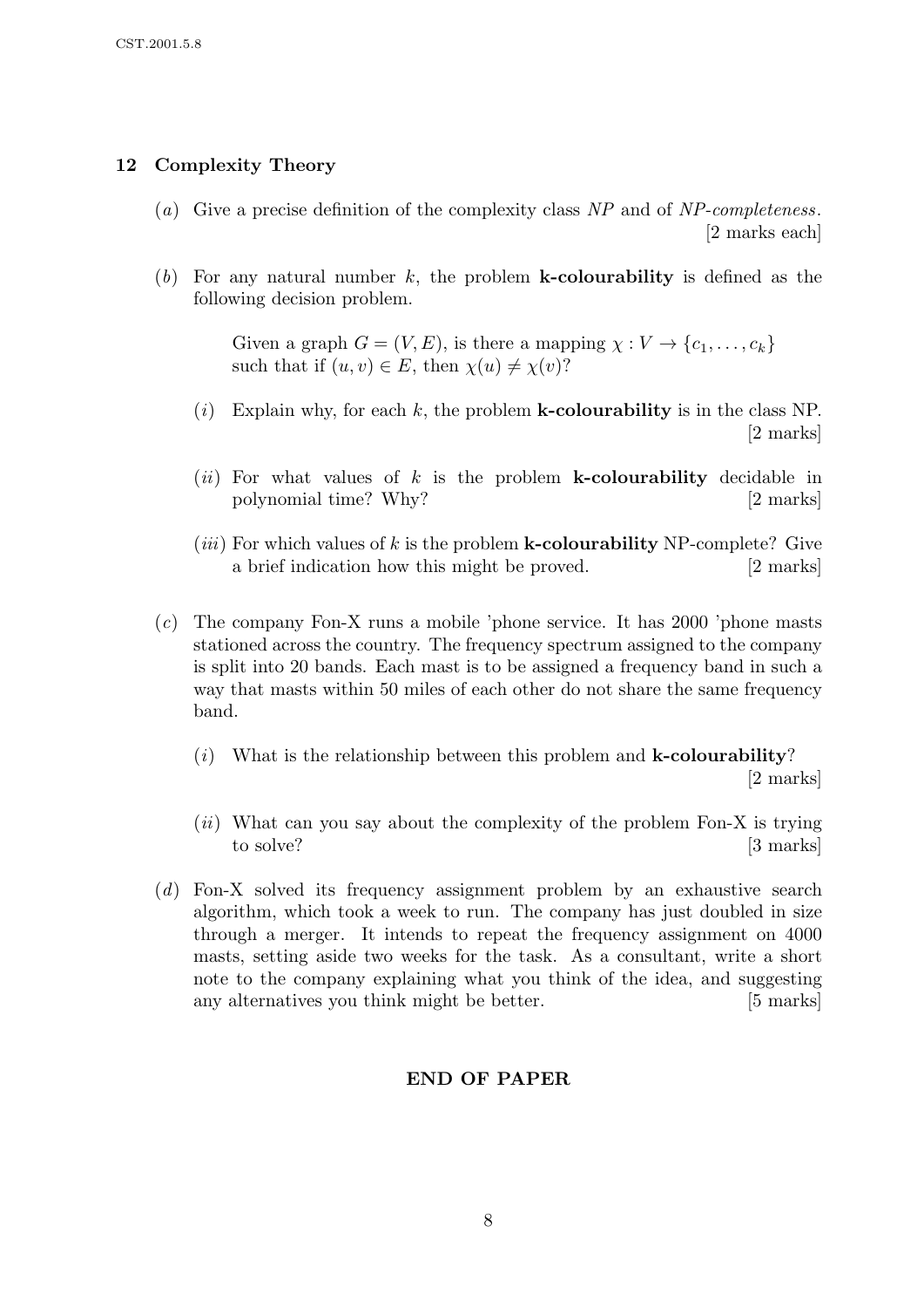## 12 Complexity Theory

(*a*) Give a precise definition of the complexity class *NP* and of *NP-completeness*. [2 marks each]

(*b*) For any natural number $k$, the problem **k-colourability** is defined as the following decision problem.

> Given a graph $G = (V, E)$, is there a mapping $\chi : V \to \{c_1, \ldots, c_k\}$ such that if $(u, v) \in E$, then $\chi(u) \neq \chi(v)$?

(*i*) Explain why, for each $k$, the problem **k-colourability** is in the class NP. [2 marks]

(*ii*) For what values of $k$ is the problem **k-colourability** decidable in polynomial time? Why? [2 marks]

(*iii*) For which values of $k$ is the problem **k-colourability** NP-complete? Give a brief indication how this might be proved. [2 marks]

(*c*) The company Fon-X runs a mobile 'phone service. It has 2000 'phone masts stationed across the country. The frequency spectrum assigned to the company is split into 20 bands. Each mast is to be assigned a frequency band in such a way that masts within 50 miles of each other do not share the same frequency band.

(*i*) What is the relationship between this problem and **k-colourability**? [2 marks]

(*ii*) What can you say about the complexity of the problem Fon-X is trying to solve? [3 marks]

(*d*) Fon-X solved its frequency assignment problem by an exhaustive search algorithm, which took a week to run. The company has just doubled in size through a merger. It intends to repeat the frequency assignment on 4000 masts, setting aside two weeks for the task. As a consultant, write a short note to the company explaining what you think of the idea, and suggesting any alternatives you think might be better. [5 marks]

**END OF PAPER**